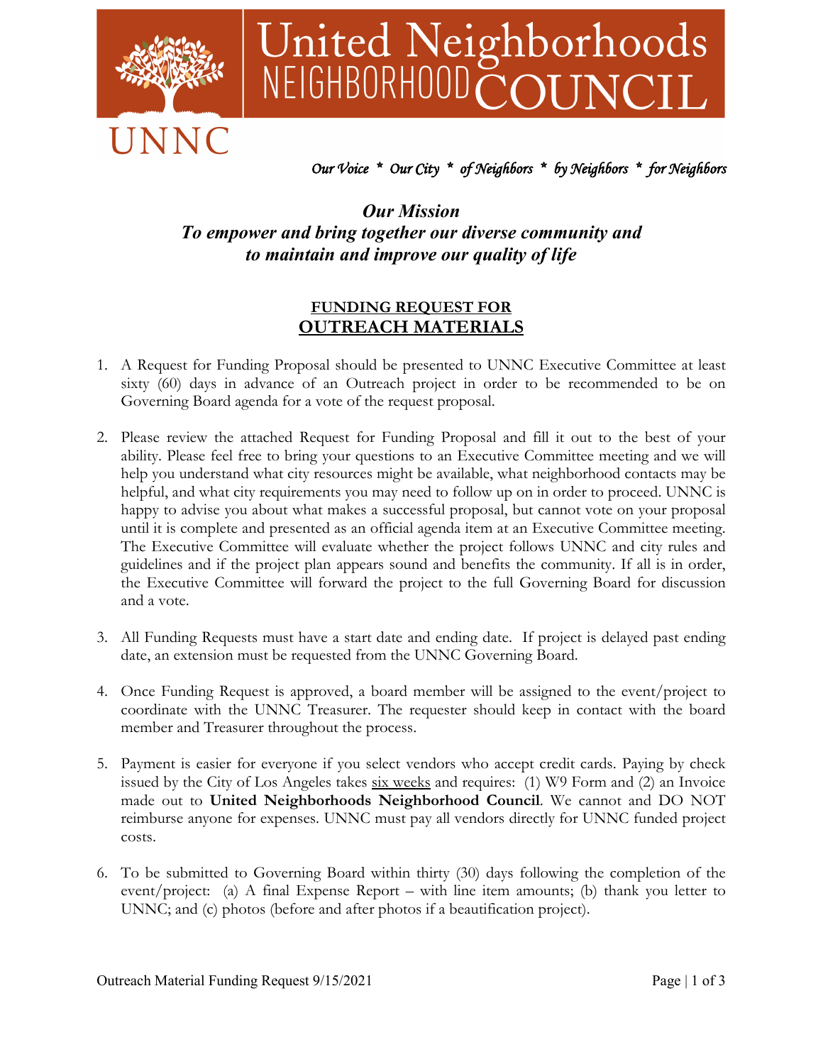# United Neighborhoods NEIGHBORHOOD COUNCIL

UNNC

*Our Voice * Our City * of Neighbors * by Neighbors * for Neighbors*

***Our Mission***
***To empower and bring together our diverse community and to maintain and improve our quality of life***

## FUNDING REQUEST FOR OUTREACH MATERIALS

1. A Request for Funding Proposal should be presented to UNNC Executive Committee at least sixty (60) days in advance of an Outreach project in order to be recommended to be on Governing Board agenda for a vote of the request proposal.

2. Please review the attached Request for Funding Proposal and fill it out to the best of your ability. Please feel free to bring your questions to an Executive Committee meeting and we will help you understand what city resources might be available, what neighborhood contacts may be helpful, and what city requirements you may need to follow up on in order to proceed. UNNC is happy to advise you about what makes a successful proposal, but cannot vote on your proposal until it is complete and presented as an official agenda item at an Executive Committee meeting. The Executive Committee will evaluate whether the project follows UNNC and city rules and guidelines and if the project plan appears sound and benefits the community. If all is in order, the Executive Committee will forward the project to the full Governing Board for discussion and a vote.

3. All Funding Requests must have a start date and ending date. If project is delayed past ending date, an extension must be requested from the UNNC Governing Board.

4. Once Funding Request is approved, a board member will be assigned to the event/project to coordinate with the UNNC Treasurer. The requester should keep in contact with the board member and Treasurer throughout the process.

5. Payment is easier for everyone if you select vendors who accept credit cards. Paying by check issued by the City of Los Angeles takes six weeks and requires: (1) W9 Form and (2) an Invoice made out to **United Neighborhoods Neighborhood Council**. We cannot and DO NOT reimburse anyone for expenses. UNNC must pay all vendors directly for UNNC funded project costs.

6. To be submitted to Governing Board within thirty (30) days following the completion of the event/project: (a) A final Expense Report – with line item amounts; (b) thank you letter to UNNC; and (c) photos (before and after photos if a beautification project).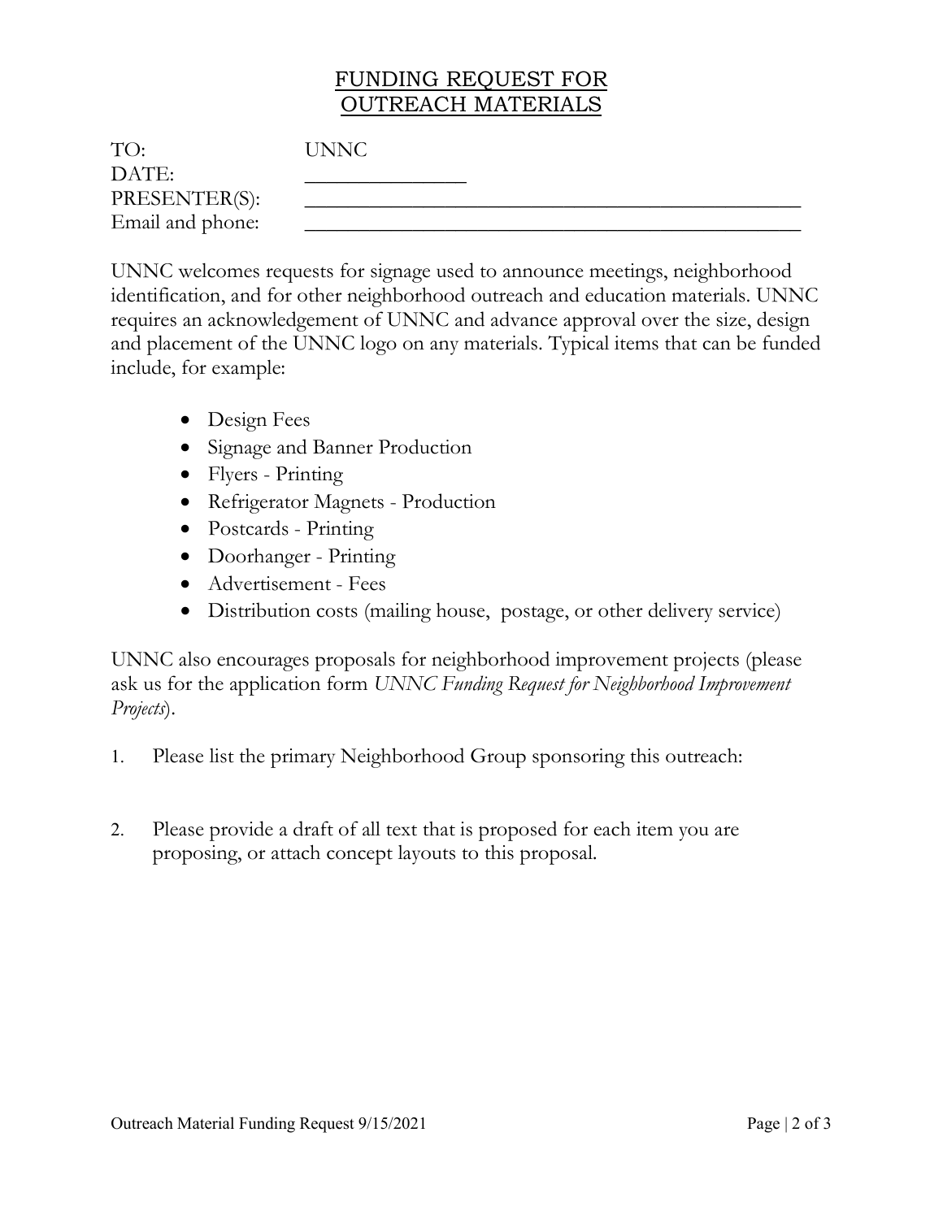# FUNDING REQUEST FOR OUTREACH MATERIALS

TO: UNNC
DATE: _______________
PRESENTER(S): _______________________________________________
Email and phone: _______________________________________________

UNNC welcomes requests for signage used to announce meetings, neighborhood identification, and for other neighborhood outreach and education materials. UNNC requires an acknowledgement of UNNC and advance approval over the size, design and placement of the UNNC logo on any materials. Typical items that can be funded include, for example:

- Design Fees
- Signage and Banner Production
- Flyers - Printing
- Refrigerator Magnets - Production
- Postcards - Printing
- Doorhanger - Printing
- Advertisement - Fees
- Distribution costs (mailing house, postage, or other delivery service)

UNNC also encourages proposals for neighborhood improvement projects (please ask us for the application form *UNNC Funding Request for Neighborhood Improvement Projects*).

1. Please list the primary Neighborhood Group sponsoring this outreach:

2. Please provide a draft of all text that is proposed for each item you are proposing, or attach concept layouts to this proposal.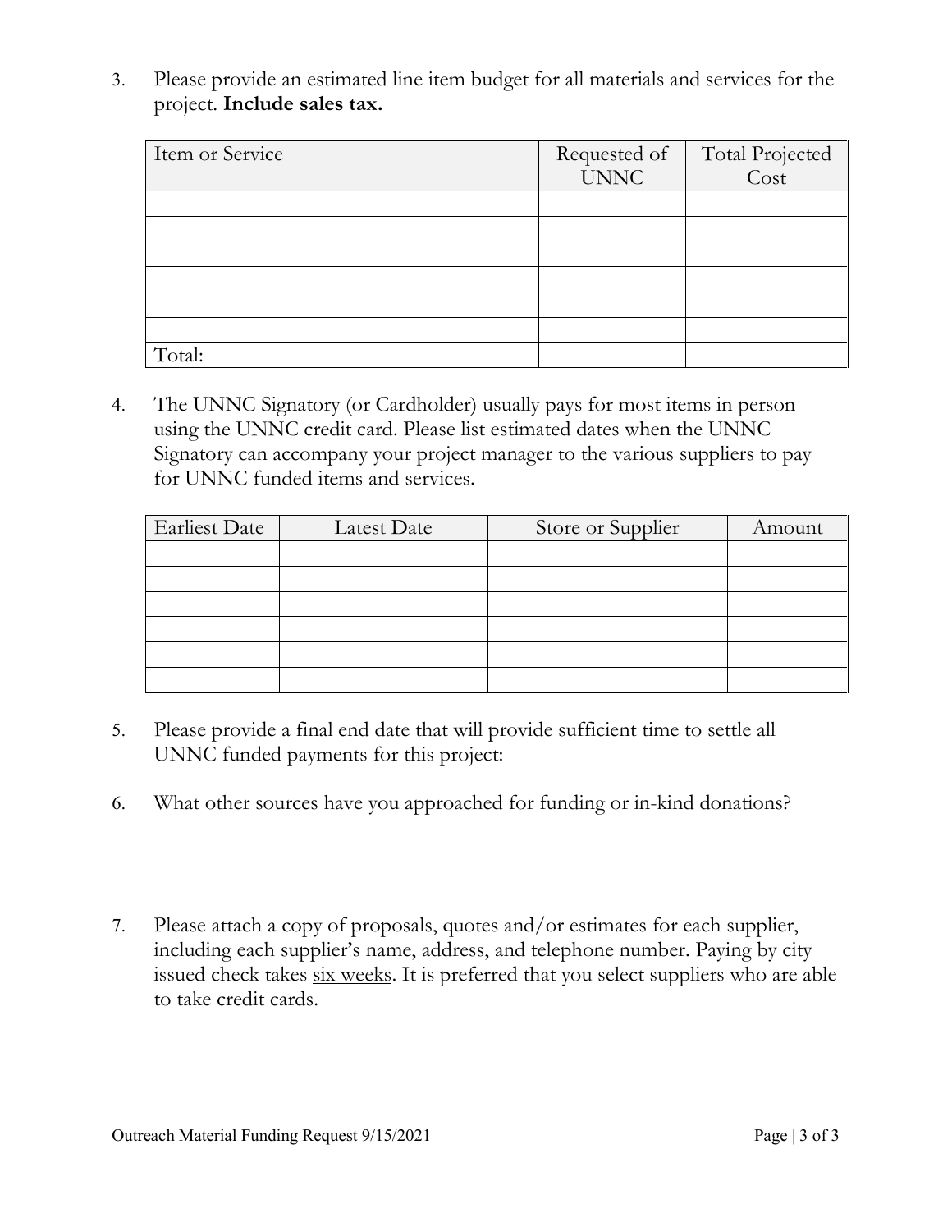3. Please provide an estimated line item budget for all materials and services for the project. **Include sales tax.**

| Item or Service | Requested of UNNC | Total Projected Cost |
|---|---|---|
| | | |
| | | |
| | | |
| | | |
| | | |
| | | |
| Total: | | |

4. The UNNC Signatory (or Cardholder) usually pays for most items in person using the UNNC credit card. Please list estimated dates when the UNNC Signatory can accompany your project manager to the various suppliers to pay for UNNC funded items and services.

| Earliest Date | Latest Date | Store or Supplier | Amount |
|---|---|---|---|
| | | | |
| | | | |
| | | | |
| | | | |
| | | | |
| | | | |

5. Please provide a final end date that will provide sufficient time to settle all UNNC funded payments for this project:

6. What other sources have you approached for funding or in-kind donations?

7. Please attach a copy of proposals, quotes and/or estimates for each supplier, including each supplier's name, address, and telephone number. Paying by city issued check takes <u>six weeks</u>. It is preferred that you select suppliers who are able to take credit cards.